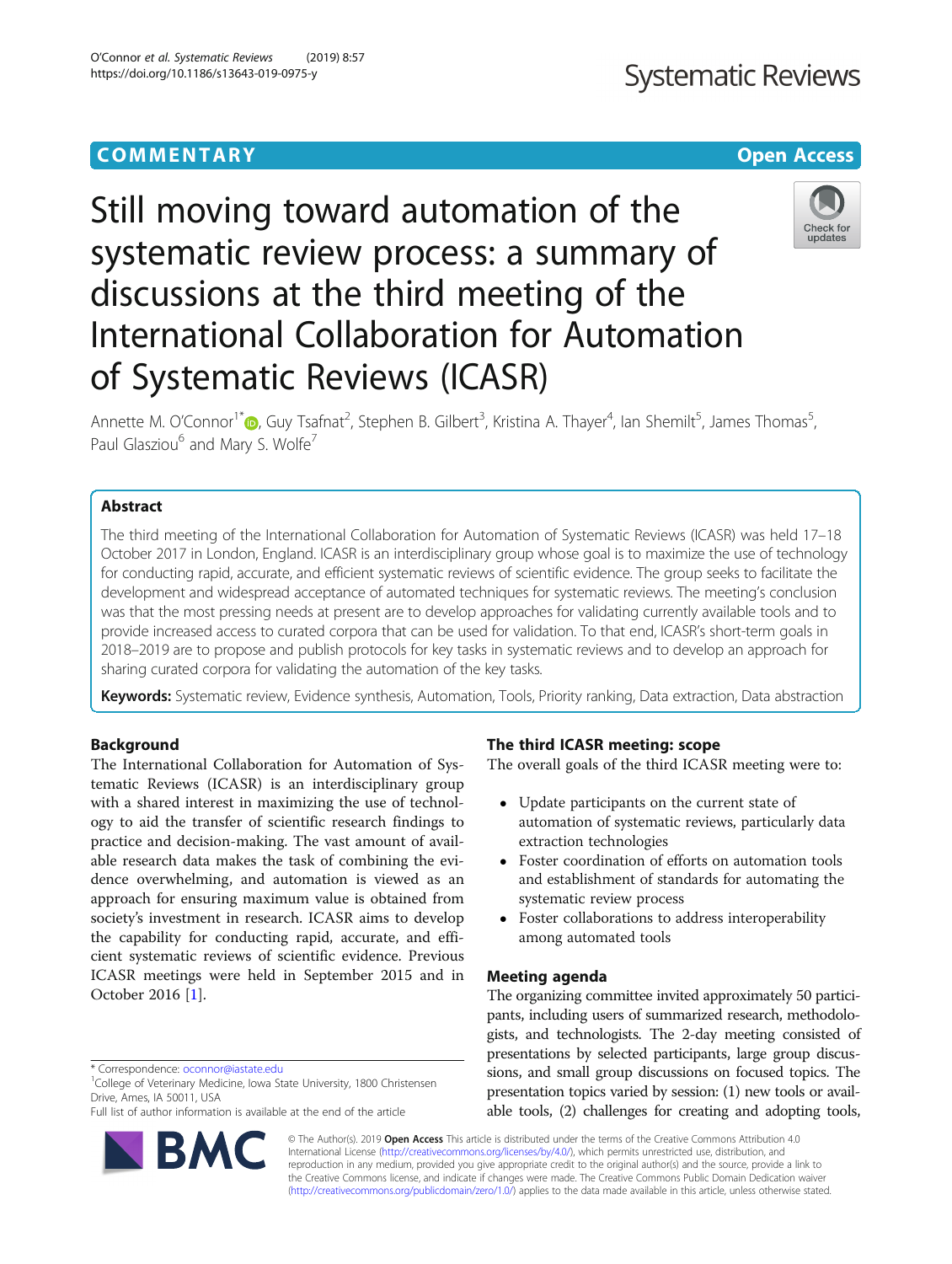COMMENTARY

Open Access

# Still moving toward automation of the systematic review process: a summary of discussions at the third meeting of the International Collaboration for Automation of Systematic Reviews (ICASR)

Annette M. O'Connor[1*], Guy Tsafnat[2], Stephen B. Gilbert[3], Kristina A. Thayer[4], Ian Shemilt[5], James Thomas[5], Paul Glasziou[6] and Mary S. Wolfe[7]

## Abstract

The third meeting of the International Collaboration for Automation of Systematic Reviews (ICASR) was held 17–18 October 2017 in London, England. ICASR is an interdisciplinary group whose goal is to maximize the use of technology for conducting rapid, accurate, and efficient systematic reviews of scientific evidence. The group seeks to facilitate the development and widespread acceptance of automated techniques for systematic reviews. The meeting's conclusion was that the most pressing needs at present are to develop approaches for validating currently available tools and to provide increased access to curated corpora that can be used for validation. To that end, ICASR's short-term goals in 2018–2019 are to propose and publish protocols for key tasks in systematic reviews and to develop an approach for sharing curated corpora for validating the automation of the key tasks.

**Keywords:** Systematic review, Evidence synthesis, Automation, Tools, Priority ranking, Data extraction, Data abstraction

## Background

The International Collaboration for Automation of Systematic Reviews (ICASR) is an interdisciplinary group with a shared interest in maximizing the use of technology to aid the transfer of scientific research findings to practice and decision-making. The vast amount of available research data makes the task of combining the evidence overwhelming, and automation is viewed as an approach for ensuring maximum value is obtained from society's investment in research. ICASR aims to develop the capability for conducting rapid, accurate, and efficient systematic reviews of scientific evidence. Previous ICASR meetings were held in September 2015 and in October 2016 [1].

## The third ICASR meeting: scope

The overall goals of the third ICASR meeting were to:

- Update participants on the current state of automation of systematic reviews, particularly data extraction technologies
- Foster coordination of efforts on automation tools and establishment of standards for automating the systematic review process
- Foster collaborations to address interoperability among automated tools

## Meeting agenda

The organizing committee invited approximately 50 participants, including users of summarized research, methodologists, and technologists. The 2-day meeting consisted of presentations by selected participants, large group discussions, and small group discussions on focused topics. The presentation topics varied by session: (1) new tools or available tools, (2) challenges for creating and adopting tools,

* Correspondence: oconnor@iastate.edu
[1]College of Veterinary Medicine, Iowa State University, 1800 Christensen Drive, Ames, IA 50011, USA
Full list of author information is available at the end of the article

© The Author(s). 2019 **Open Access** This article is distributed under the terms of the Creative Commons Attribution 4.0 International License (http://creativecommons.org/licenses/by/4.0/), which permits unrestricted use, distribution, and reproduction in any medium, provided you give appropriate credit to the original author(s) and the source, provide a link to the Creative Commons license, and indicate if changes were made. The Creative Commons Public Domain Dedication waiver (http://creativecommons.org/publicdomain/zero/1.0/) applies to the data made available in this article, unless otherwise stated.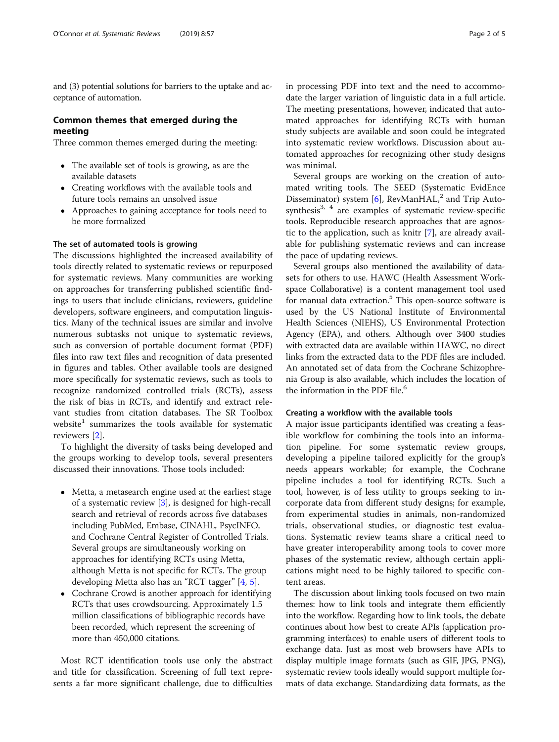and (3) potential solutions for barriers to the uptake and acceptance of automation.

## Common themes that emerged during the meeting

Three common themes emerged during the meeting:

- The available set of tools is growing, as are the available datasets
- Creating workflows with the available tools and future tools remains an unsolved issue
- Approaches to gaining acceptance for tools need to be more formalized

### The set of automated tools is growing

The discussions highlighted the increased availability of tools directly related to systematic reviews or repurposed for systematic reviews. Many communities are working on approaches for transferring published scientific findings to users that include clinicians, reviewers, guideline developers, software engineers, and computation linguistics. Many of the technical issues are similar and involve numerous subtasks not unique to systematic reviews, such as conversion of portable document format (PDF) files into raw text files and recognition of data presented in figures and tables. Other available tools are designed more specifically for systematic reviews, such as tools to recognize randomized controlled trials (RCTs), assess the risk of bias in RCTs, and identify and extract relevant studies from citation databases. The SR Toolbox website[1] summarizes the tools available for systematic reviewers [2].

To highlight the diversity of tasks being developed and the groups working to develop tools, several presenters discussed their innovations. Those tools included:

- Metta, a metasearch engine used at the earliest stage of a systematic review [3], is designed for high-recall search and retrieval of records across five databases including PubMed, Embase, CINAHL, PsycINFO, and Cochrane Central Register of Controlled Trials. Several groups are simultaneously working on approaches for identifying RCTs using Metta, although Metta is not specific for RCTs. The group developing Metta also has an "RCT tagger" [4, 5].
- Cochrane Crowd is another approach for identifying RCTs that uses crowdsourcing. Approximately 1.5 million classifications of bibliographic records have been recorded, which represent the screening of more than 450,000 citations.

Most RCT identification tools use only the abstract and title for classification. Screening of full text represents a far more significant challenge, due to difficulties in processing PDF into text and the need to accommodate the larger variation of linguistic data in a full article. The meeting presentations, however, indicated that automated approaches for identifying RCTs with human study subjects are available and soon could be integrated into systematic review workflows. Discussion about automated approaches for recognizing other study designs was minimal.

Several groups are working on the creation of automated writing tools. The SEED (Systematic EvidEnce Disseminator) system [6], RevManHAL,[2] and Trip Autosynthesis[3, 4] are examples of systematic review-specific tools. Reproducible research approaches that are agnostic to the application, such as knitr [7], are already available for publishing systematic reviews and can increase the pace of updating reviews.

Several groups also mentioned the availability of datasets for others to use. HAWC (Health Assessment Workspace Collaborative) is a content management tool used for manual data extraction.[5] This open-source software is used by the US National Institute of Environmental Health Sciences (NIEHS), US Environmental Protection Agency (EPA), and others. Although over 3400 studies with extracted data are available within HAWC, no direct links from the extracted data to the PDF files are included. An annotated set of data from the Cochrane Schizophrenia Group is also available, which includes the location of the information in the PDF file.[6]

### Creating a workflow with the available tools

A major issue participants identified was creating a feasible workflow for combining the tools into an information pipeline. For some systematic review groups, developing a pipeline tailored explicitly for the group's needs appears workable; for example, the Cochrane pipeline includes a tool for identifying RCTs. Such a tool, however, is of less utility to groups seeking to incorporate data from different study designs; for example, from experimental studies in animals, non-randomized trials, observational studies, or diagnostic test evaluations. Systematic review teams share a critical need to have greater interoperability among tools to cover more phases of the systematic review, although certain applications might need to be highly tailored to specific content areas.

The discussion about linking tools focused on two main themes: how to link tools and integrate them efficiently into the workflow. Regarding how to link tools, the debate continues about how best to create APIs (application programming interfaces) to enable users of different tools to exchange data. Just as most web browsers have APIs to display multiple image formats (such as GIF, JPG, PNG), systematic review tools ideally would support multiple formats of data exchange. Standardizing data formats, as the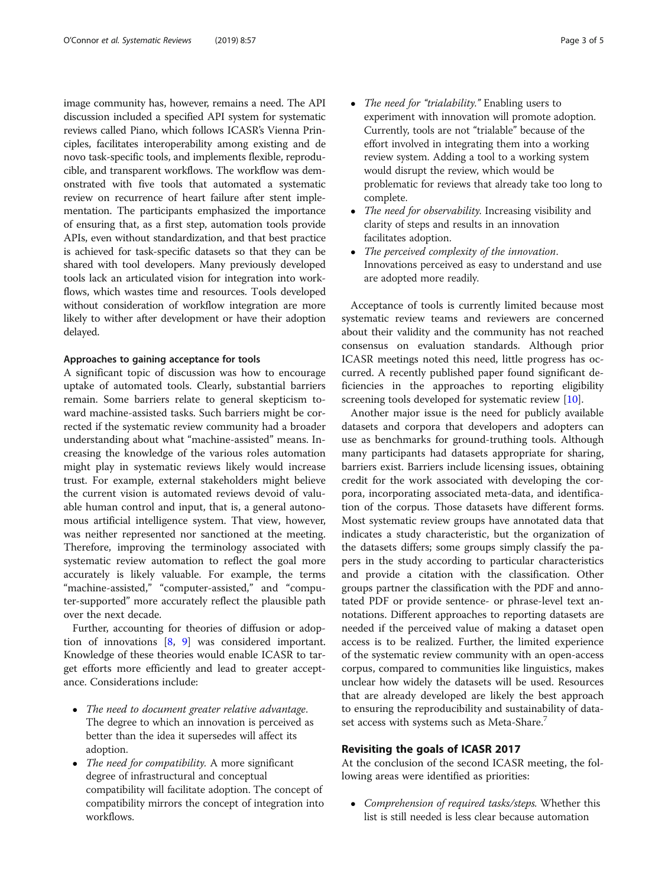image community has, however, remains a need. The API discussion included a specified API system for systematic reviews called Piano, which follows ICASR's Vienna Principles, facilitates interoperability among existing and de novo task-specific tools, and implements flexible, reproducible, and transparent workflows. The workflow was demonstrated with five tools that automated a systematic review on recurrence of heart failure after stent implementation. The participants emphasized the importance of ensuring that, as a first step, automation tools provide APIs, even without standardization, and that best practice is achieved for task-specific datasets so that they can be shared with tool developers. Many previously developed tools lack an articulated vision for integration into workflows, which wastes time and resources. Tools developed without consideration of workflow integration are more likely to wither after development or have their adoption delayed.

### Approaches to gaining acceptance for tools

A significant topic of discussion was how to encourage uptake of automated tools. Clearly, substantial barriers remain. Some barriers relate to general skepticism toward machine-assisted tasks. Such barriers might be corrected if the systematic review community had a broader understanding about what "machine-assisted" means. Increasing the knowledge of the various roles automation might play in systematic reviews likely would increase trust. For example, external stakeholders might believe the current vision is automated reviews devoid of valuable human control and input, that is, a general autonomous artificial intelligence system. That view, however, was neither represented nor sanctioned at the meeting. Therefore, improving the terminology associated with systematic review automation to reflect the goal more accurately is likely valuable. For example, the terms "machine-assisted," "computer-assisted," and "computer-supported" more accurately reflect the plausible path over the next decade.

Further, accounting for theories of diffusion or adoption of innovations [8, 9] was considered important. Knowledge of these theories would enable ICASR to target efforts more efficiently and lead to greater acceptance. Considerations include:

- *The need to document greater relative advantage*. The degree to which an innovation is perceived as better than the idea it supersedes will affect its adoption.
- *The need for compatibility*. A more significant degree of infrastructural and conceptual compatibility will facilitate adoption. The concept of compatibility mirrors the concept of integration into workflows.
- *The need for "trialability."* Enabling users to experiment with innovation will promote adoption. Currently, tools are not "trialable" because of the effort involved in integrating them into a working review system. Adding a tool to a working system would disrupt the review, which would be problematic for reviews that already take too long to complete.
- *The need for observability*. Increasing visibility and clarity of steps and results in an innovation facilitates adoption.
- *The perceived complexity of the innovation*. Innovations perceived as easy to understand and use are adopted more readily.

Acceptance of tools is currently limited because most systematic review teams and reviewers are concerned about their validity and the community has not reached consensus on evaluation standards. Although prior ICASR meetings noted this need, little progress has occurred. A recently published paper found significant deficiencies in the approaches to reporting eligibility screening tools developed for systematic review [10].

Another major issue is the need for publicly available datasets and corpora that developers and adopters can use as benchmarks for ground-truthing tools. Although many participants had datasets appropriate for sharing, barriers exist. Barriers include licensing issues, obtaining credit for the work associated with developing the corpora, incorporating associated meta-data, and identification of the corpus. Those datasets have different forms. Most systematic review groups have annotated data that indicates a study characteristic, but the organization of the datasets differs; some groups simply classify the papers in the study according to particular characteristics and provide a citation with the classification. Other groups partner the classification with the PDF and annotated PDF or provide sentence- or phrase-level text annotations. Different approaches to reporting datasets are needed if the perceived value of making a dataset open access is to be realized. Further, the limited experience of the systematic review community with an open-access corpus, compared to communities like linguistics, makes unclear how widely the datasets will be used. Resources that are already developed are likely the best approach to ensuring the reproducibility and sustainability of dataset access with systems such as Meta-Share.[7]

## Revisiting the goals of ICASR 2017

At the conclusion of the second ICASR meeting, the following areas were identified as priorities:

- *Comprehension of required tasks/steps*. Whether this list is still needed is less clear because automation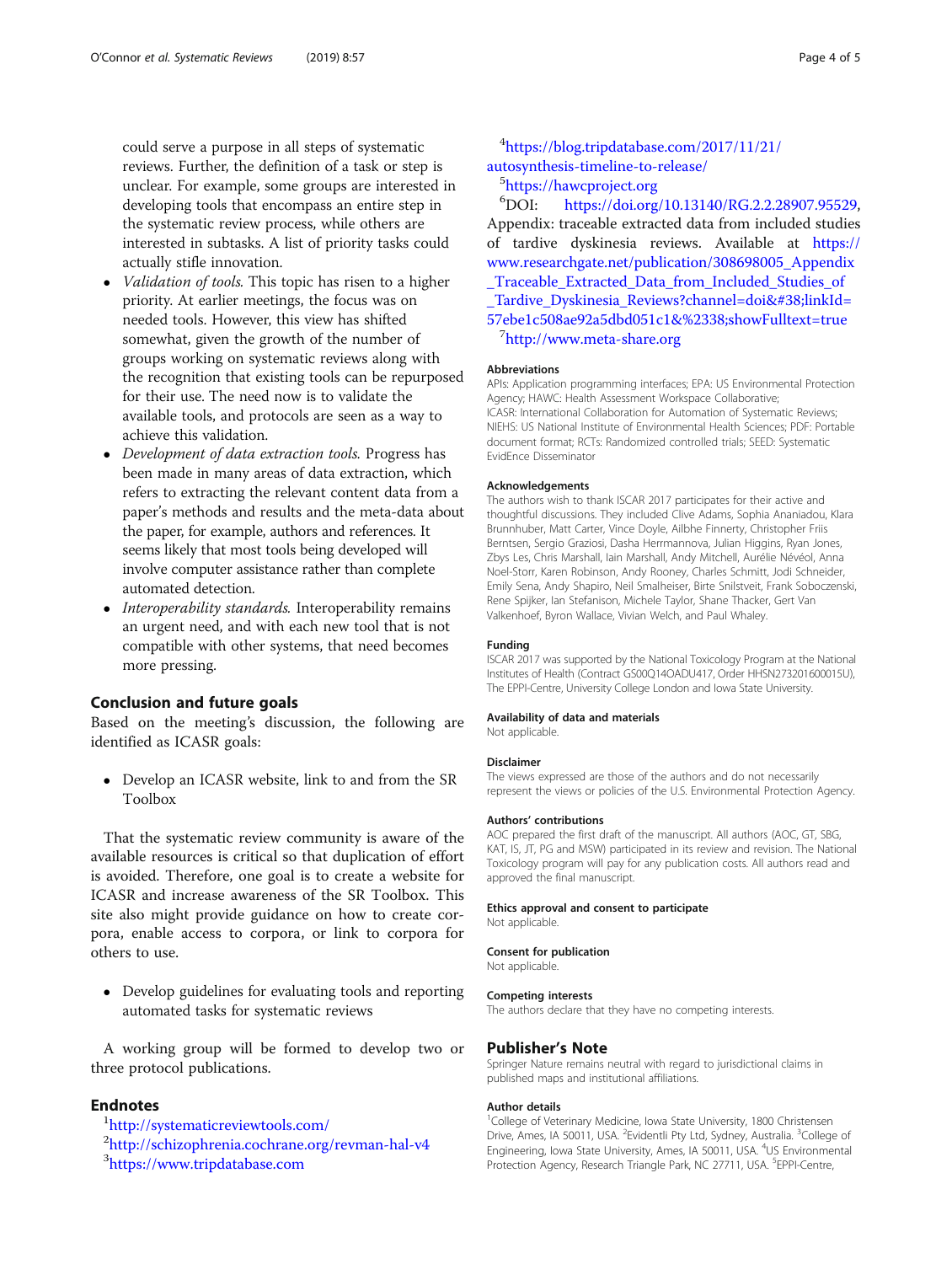could serve a purpose in all steps of systematic reviews. Further, the definition of a task or step is unclear. For example, some groups are interested in developing tools that encompass an entire step in the systematic review process, while others are interested in subtasks. A list of priority tasks could actually stifle innovation.

- *Validation of tools.* This topic has risen to a higher priority. At earlier meetings, the focus was on needed tools. However, this view has shifted somewhat, given the growth of the number of groups working on systematic reviews along with the recognition that existing tools can be repurposed for their use. The need now is to validate the available tools, and protocols are seen as a way to achieve this validation.
- *Development of data extraction tools.* Progress has been made in many areas of data extraction, which refers to extracting the relevant content data from a paper's methods and results and the meta-data about the paper, for example, authors and references. It seems likely that most tools being developed will involve computer assistance rather than complete automated detection.
- *Interoperability standards.* Interoperability remains an urgent need, and with each new tool that is not compatible with other systems, that need becomes more pressing.

## Conclusion and future goals

Based on the meeting's discussion, the following are identified as ICASR goals:

- Develop an ICASR website, link to and from the SR Toolbox

That the systematic review community is aware of the available resources is critical so that duplication of effort is avoided. Therefore, one goal is to create a website for ICASR and increase awareness of the SR Toolbox. This site also might provide guidance on how to create corpora, enable access to corpora, or link to corpora for others to use.

- Develop guidelines for evaluating tools and reporting automated tasks for systematic reviews

A working group will be formed to develop two or three protocol publications.

## Endnotes

[1]http://systematicreviewtools.com/
[2]http://schizophrenia.cochrane.org/revman-hal-v4
[3]https://www.tripdatabase.com
[4]https://blog.tripdatabase.com/2017/11/21/autosynthesis-timeline-to-release/
[5]https://hawcproject.org
[6]DOI: https://doi.org/10.13140/RG.2.2.28907.95529, Appendix: traceable extracted data from included studies of tardive dyskinesia reviews. Available at https://www.researchgate.net/publication/308698005_Appendix_Traceable_Extracted_Data_from_Included_Studies_of_Tardive_Dyskinesia_Reviews?channel=doi&#38;linkId=57ebe1c508ae92a5dbd051c1&%2338;showFulltext=true
[7]http://www.meta-share.org

### Abbreviations

APIs: Application programming interfaces; EPA: US Environmental Protection Agency; HAWC: Health Assessment Workspace Collaborative; ICASR: International Collaboration for Automation of Systematic Reviews; NIEHS: US National Institute of Environmental Health Sciences; PDF: Portable document format; RCTs: Randomized controlled trials; SEED: Systematic EvidEnce Disseminator

### Acknowledgements

The authors wish to thank ISCAR 2017 participates for their active and thoughtful discussions. They included Clive Adams, Sophia Ananiadou, Klara Brunnhuber, Matt Carter, Vince Doyle, Ailbhe Finnerty, Christopher Friis Berntsen, Sergio Graziosi, Dasha Herrmannova, Julian Higgins, Ryan Jones, Zbys Les, Chris Marshall, Iain Marshall, Andy Mitchell, Aurélie Névéol, Anna Noel-Storr, Karen Robinson, Andy Rooney, Charles Schmitt, Jodi Schneider, Emily Sena, Andy Shapiro, Neil Smalheiser, Birte Snilstveit, Frank Soboczenski, Rene Spijker, Ian Stefanison, Michele Taylor, Shane Thacker, Gert Van Valkenhoef, Byron Wallace, Vivian Welch, and Paul Whaley.

### Funding

ISCAR 2017 was supported by the National Toxicology Program at the National Institutes of Health (Contract GS00Q14OADU417, Order HHSN273201600015U), The EPPI-Centre, University College London and Iowa State University.

### Availability of data and materials

Not applicable.

### Disclaimer

The views expressed are those of the authors and do not necessarily represent the views or policies of the U.S. Environmental Protection Agency.

### Authors' contributions

AOC prepared the first draft of the manuscript. All authors (AOC, GT, SBG, KAT, IS, JT, PG and MSW) participated in its review and revision. The National Toxicology program will pay for any publication costs. All authors read and approved the final manuscript.

### Ethics approval and consent to participate

Not applicable.

### Consent for publication

Not applicable.

### Competing interests

The authors declare that they have no competing interests.

## Publisher's Note

Springer Nature remains neutral with regard to jurisdictional claims in published maps and institutional affiliations.

### Author details

[1]College of Veterinary Medicine, Iowa State University, 1800 Christensen Drive, Ames, IA 50011, USA. [2]Evidentli Pty Ltd, Sydney, Australia. [3]College of Engineering, Iowa State University, Ames, IA 50011, USA. [4]US Environmental Protection Agency, Research Triangle Park, NC 27711, USA. [5]EPPI-Centre,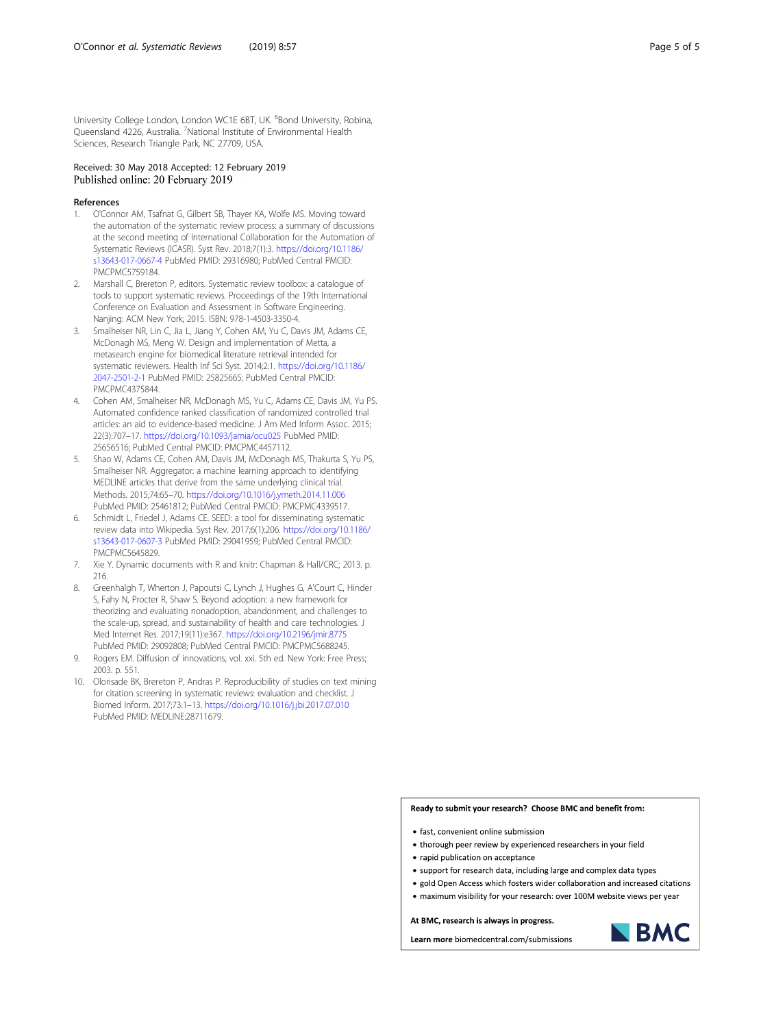University College London, London WC1E 6BT, UK. [6]Bond University, Robina, Queensland 4226, Australia. [7]National Institute of Environmental Health Sciences, Research Triangle Park, NC 27709, USA.

Received: 30 May 2018 Accepted: 12 February 2019
Published online: 20 February 2019

## References

1. O'Connor AM, Tsafnat G, Gilbert SB, Thayer KA, Wolfe MS. Moving toward the automation of the systematic review process: a summary of discussions at the second meeting of International Collaboration for the Automation of Systematic Reviews (ICASR). Syst Rev. 2018;7(1):3. https://doi.org/10.1186/s13643-017-0667-4 PubMed PMID: 29316980; PubMed Central PMCID: PMCPMC5759184.
2. Marshall C, Brereton P, editors. Systematic review toolbox: a catalogue of tools to support systematic reviews. Proceedings of the 19th International Conference on Evaluation and Assessment in Software Engineering. Nanjing: ACM New York; 2015. ISBN: 978-1-4503-3350-4.
3. Smalheiser NR, Lin C, Jia L, Jiang Y, Cohen AM, Yu C, Davis JM, Adams CE, McDonagh MS, Meng W. Design and implementation of Metta, a metasearch engine for biomedical literature retrieval intended for systematic reviewers. Health Inf Sci Syst. 2014;2:1. https://doi.org/10.1186/2047-2501-2-1 PubMed PMID: 25825665; PubMed Central PMCID: PMCPMC4375844.
4. Cohen AM, Smalheiser NR, McDonagh MS, Yu C, Adams CE, Davis JM, Yu PS. Automated confidence ranked classification of randomized controlled trial articles: an aid to evidence-based medicine. J Am Med Inform Assoc. 2015;22(3):707–17. https://doi.org/10.1093/jamia/ocu025 PubMed PMID: 25656516; PubMed Central PMCID: PMCPMC4457112.
5. Shao W, Adams CE, Cohen AM, Davis JM, McDonagh MS, Thakurta S, Yu PS, Smalheiser NR. Aggregator: a machine learning approach to identifying MEDLINE articles that derive from the same underlying clinical trial. Methods. 2015;74:65–70. https://doi.org/10.1016/j.ymeth.2014.11.006 PubMed PMID: 25461812; PubMed Central PMCID: PMCPMC4339517.
6. Schmidt L, Friedel J, Adams CE. SEED: a tool for disseminating systematic review data into Wikipedia. Syst Rev. 2017;6(1):206. https://doi.org/10.1186/s13643-017-0607-3 PubMed PMID: 29041959; PubMed Central PMCID: PMCPMC5645829.
7. Xie Y. Dynamic documents with R and knitr: Chapman & Hall/CRC; 2013. p. 216.
8. Greenhalgh T, Wherton J, Papoutsi C, Lynch J, Hughes G, A'Court C, Hinder S, Fahy N, Procter R, Shaw S. Beyond adoption: a new framework for theorizing and evaluating nonadoption, abandonment, and challenges to the scale-up, spread, and sustainability of health and care technologies. J Med Internet Res. 2017;19(11):e367. https://doi.org/10.2196/jmir.8775 PubMed PMID: 29092808; PubMed Central PMCID: PMCPMC5688245.
9. Rogers EM. Diffusion of innovations, vol. xxi. 5th ed. New York: Free Press; 2003. p. 551.
10. Olorisade BK, Brereton P, Andras P. Reproducibility of studies on text mining for citation screening in systematic reviews: evaluation and checklist. J Biomed Inform. 2017;73:1–13. https://doi.org/10.1016/j.jbi.2017.07.010 PubMed PMID: MEDLINE:28711679.